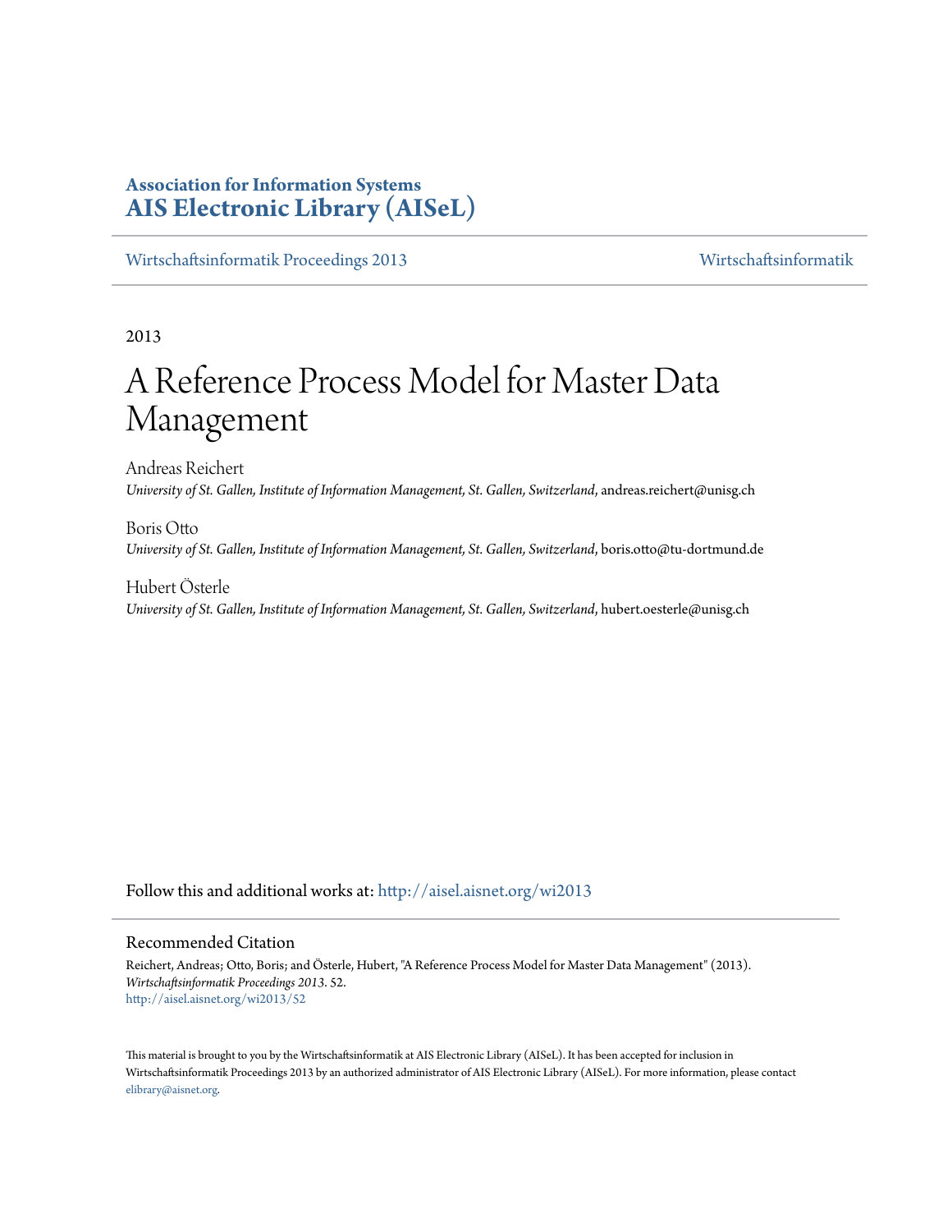**Association for Information Systems**
**AIS Electronic Library (AISeL)**

Wirtschaftsinformatik Proceedings 2013 | Wirtschaftsinformatik

2013

# A Reference Process Model for Master Data Management

Andreas Reichert
*University of St. Gallen, Institute of Information Management, St. Gallen, Switzerland*, andreas.reichert@unisg.ch

Boris Otto
*University of St. Gallen, Institute of Information Management, St. Gallen, Switzerland*, boris.otto@tu-dortmund.de

Hubert Österle
*University of St. Gallen, Institute of Information Management, St. Gallen, Switzerland*, hubert.oesterle@unisg.ch

Follow this and additional works at: http://aisel.aisnet.org/wi2013

## Recommended Citation

Reichert, Andreas; Otto, Boris; and Österle, Hubert, "A Reference Process Model for Master Data Management" (2013). *Wirtschaftsinformatik Proceedings 2013*. 52.
http://aisel.aisnet.org/wi2013/52

This material is brought to you by the Wirtschaftsinformatik at AIS Electronic Library (AISeL). It has been accepted for inclusion in Wirtschaftsinformatik Proceedings 2013 by an authorized administrator of AIS Electronic Library (AISeL). For more information, please contact elibrary@aisnet.org.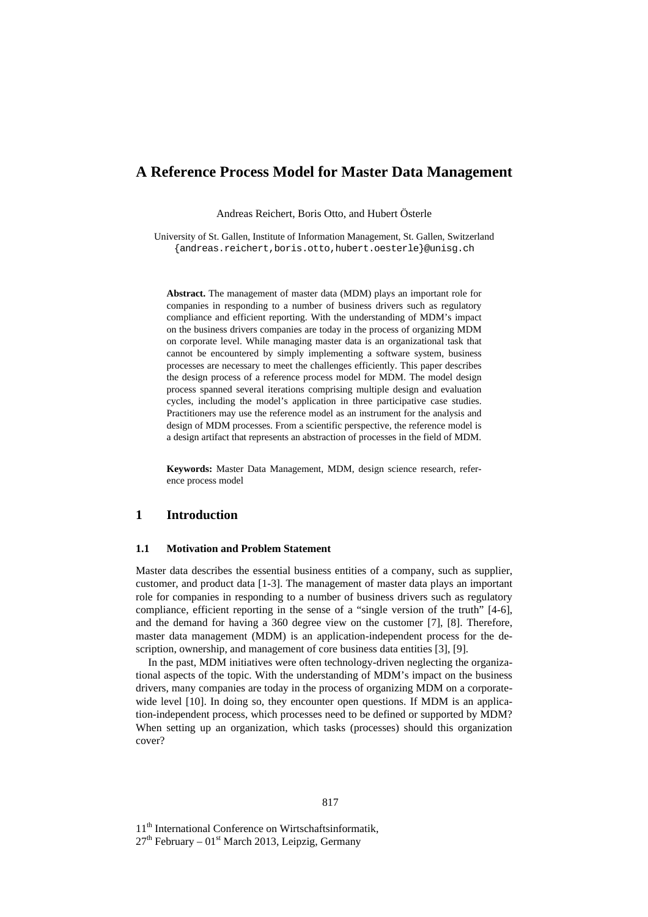# A Reference Process Model for Master Data Management

Andreas Reichert, Boris Otto, and Hubert Österle

University of St. Gallen, Institute of Information Management, St. Gallen, Switzerland
{andreas.reichert,boris.otto,hubert.oesterle}@unisg.ch

**Abstract.** The management of master data (MDM) plays an important role for companies in responding to a number of business drivers such as regulatory compliance and efficient reporting. With the understanding of MDM's impact on the business drivers companies are today in the process of organizing MDM on corporate level. While managing master data is an organizational task that cannot be encountered by simply implementing a software system, business processes are necessary to meet the challenges efficiently. This paper describes the design process of a reference process model for MDM. The model design process spanned several iterations comprising multiple design and evaluation cycles, including the model's application in three participative case studies. Practitioners may use the reference model as an instrument for the analysis and design of MDM processes. From a scientific perspective, the reference model is a design artifact that represents an abstraction of processes in the field of MDM.

**Keywords:** Master Data Management, MDM, design science research, reference process model

## 1 Introduction

### 1.1 Motivation and Problem Statement

Master data describes the essential business entities of a company, such as supplier, customer, and product data [1-3]. The management of master data plays an important role for companies in responding to a number of business drivers such as regulatory compliance, efficient reporting in the sense of a "single version of the truth" [4-6], and the demand for having a 360 degree view on the customer [7], [8]. Therefore, master data management (MDM) is an application-independent process for the description, ownership, and management of core business data entities [3], [9].

In the past, MDM initiatives were often technology-driven neglecting the organizational aspects of the topic. With the understanding of MDM's impact on the business drivers, many companies are today in the process of organizing MDM on a corporate-wide level [10]. In doing so, they encounter open questions. If MDM is an application-independent process, which processes need to be defined or supported by MDM? When setting up an organization, which tasks (processes) should this organization cover?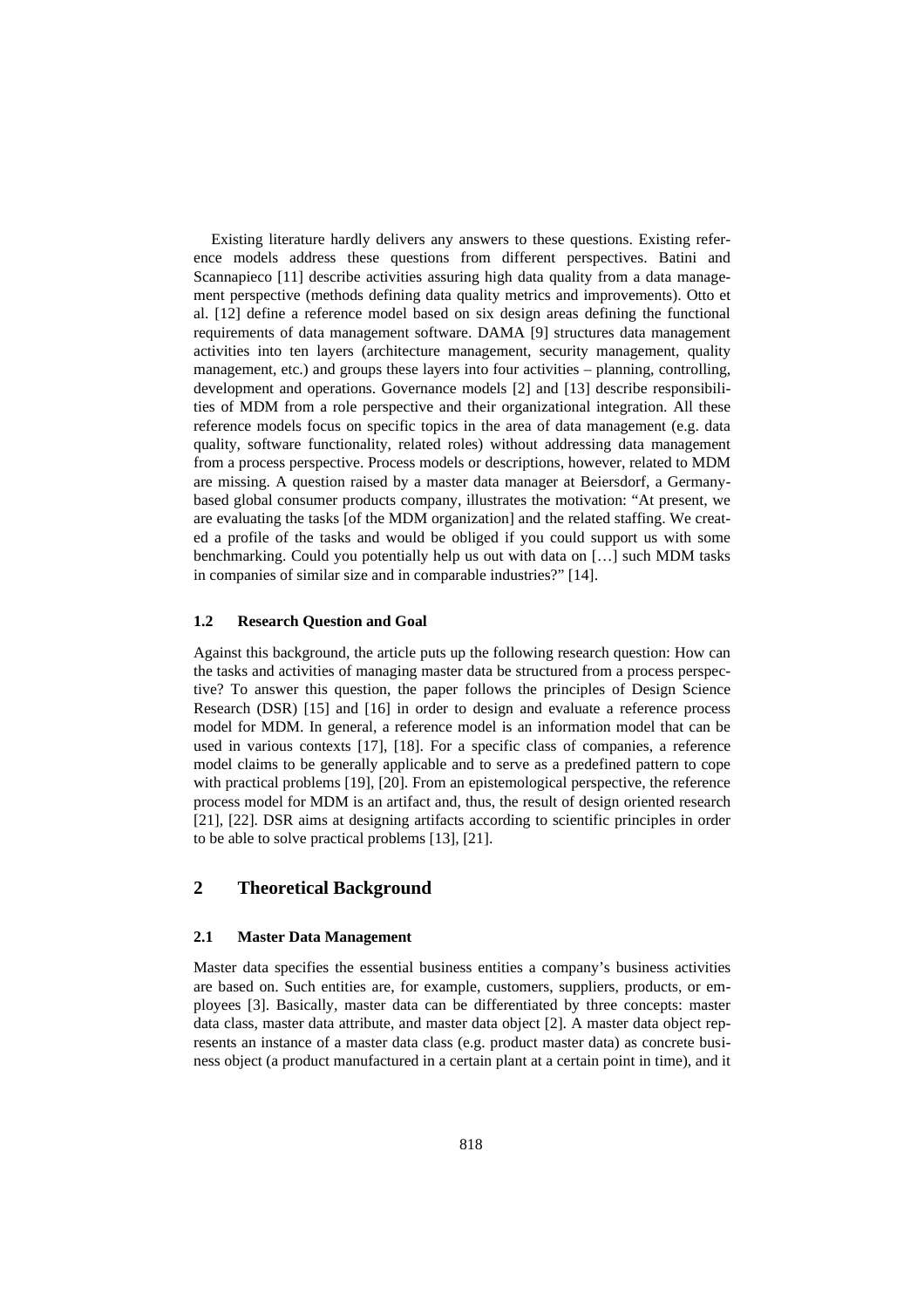Existing literature hardly delivers any answers to these questions. Existing reference models address these questions from different perspectives. Batini and Scannapieco [11] describe activities assuring high data quality from a data management perspective (methods defining data quality metrics and improvements). Otto et al. [12] define a reference model based on six design areas defining the functional requirements of data management software. DAMA [9] structures data management activities into ten layers (architecture management, security management, quality management, etc.) and groups these layers into four activities – planning, controlling, development and operations. Governance models [2] and [13] describe responsibilities of MDM from a role perspective and their organizational integration. All these reference models focus on specific topics in the area of data management (e.g. data quality, software functionality, related roles) without addressing data management from a process perspective. Process models or descriptions, however, related to MDM are missing. A question raised by a master data manager at Beiersdorf, a Germany-based global consumer products company, illustrates the motivation: "At present, we are evaluating the tasks [of the MDM organization] and the related staffing. We created a profile of the tasks and would be obliged if you could support us with some benchmarking. Could you potentially help us out with data on […] such MDM tasks in companies of similar size and in comparable industries?" [14].

### 1.2 Research Question and Goal

Against this background, the article puts up the following research question: How can the tasks and activities of managing master data be structured from a process perspective? To answer this question, the paper follows the principles of Design Science Research (DSR) [15] and [16] in order to design and evaluate a reference process model for MDM. In general, a reference model is an information model that can be used in various contexts [17], [18]. For a specific class of companies, a reference model claims to be generally applicable and to serve as a predefined pattern to cope with practical problems [19], [20]. From an epistemological perspective, the reference process model for MDM is an artifact and, thus, the result of design oriented research [21], [22]. DSR aims at designing artifacts according to scientific principles in order to be able to solve practical problems [13], [21].

## 2 Theoretical Background

### 2.1 Master Data Management

Master data specifies the essential business entities a company's business activities are based on. Such entities are, for example, customers, suppliers, products, or employees [3]. Basically, master data can be differentiated by three concepts: master data class, master data attribute, and master data object [2]. A master data object represents an instance of a master data class (e.g. product master data) as concrete business object (a product manufactured in a certain plant at a certain point in time), and it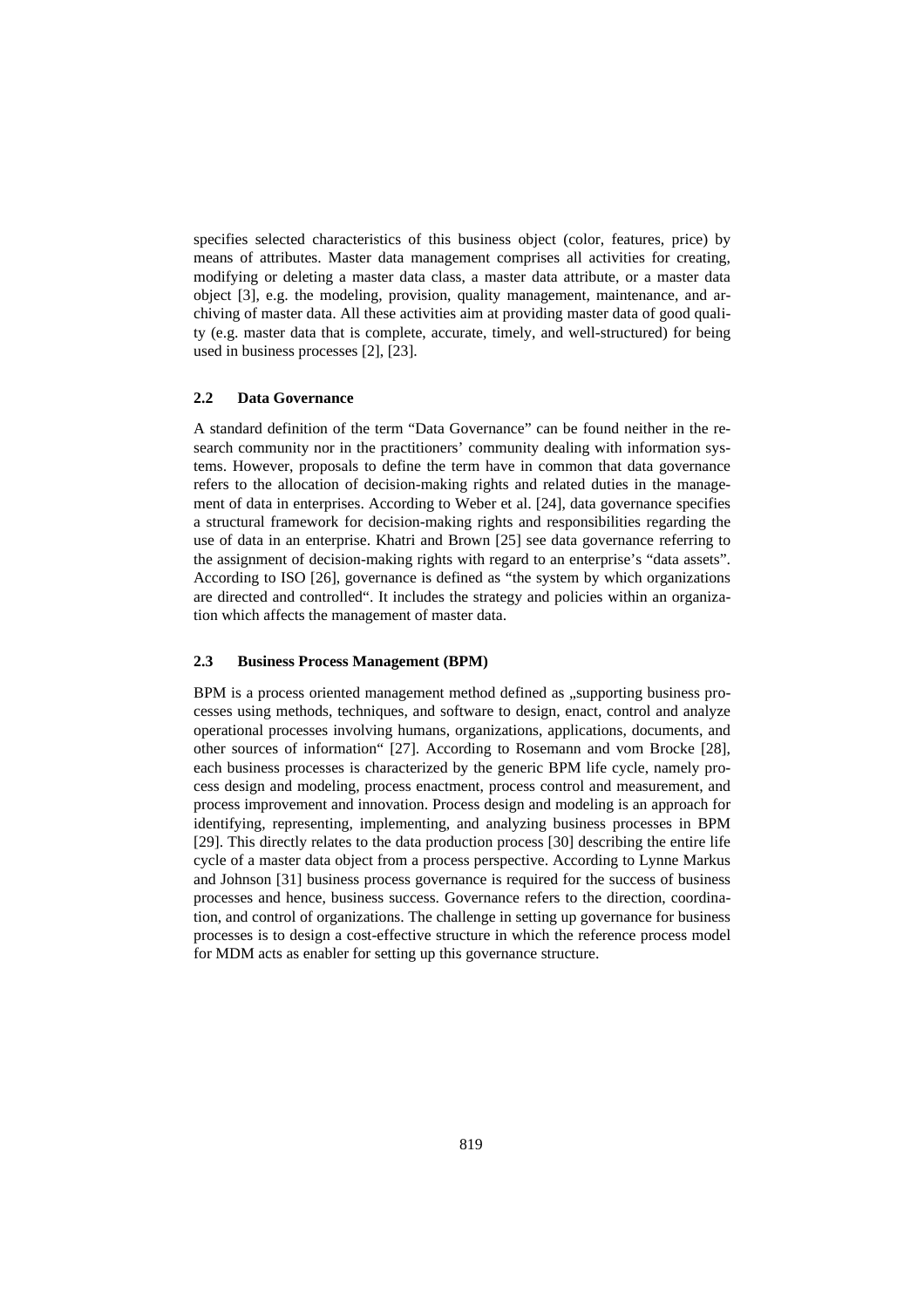specifies selected characteristics of this business object (color, features, price) by means of attributes. Master data management comprises all activities for creating, modifying or deleting a master data class, a master data attribute, or a master data object [3], e.g. the modeling, provision, quality management, maintenance, and archiving of master data. All these activities aim at providing master data of good quality (e.g. master data that is complete, accurate, timely, and well-structured) for being used in business processes [2], [23].

### 2.2 Data Governance

A standard definition of the term "Data Governance" can be found neither in the research community nor in the practitioners' community dealing with information systems. However, proposals to define the term have in common that data governance refers to the allocation of decision-making rights and related duties in the management of data in enterprises. According to Weber et al. [24], data governance specifies a structural framework for decision-making rights and responsibilities regarding the use of data in an enterprise. Khatri and Brown [25] see data governance referring to the assignment of decision-making rights with regard to an enterprise's "data assets". According to ISO [26], governance is defined as "the system by which organizations are directed and controlled". It includes the strategy and policies within an organization which affects the management of master data.

### 2.3 Business Process Management (BPM)

BPM is a process oriented management method defined as „supporting business processes using methods, techniques, and software to design, enact, control and analyze operational processes involving humans, organizations, applications, documents, and other sources of information" [27]. According to Rosemann and vom Brocke [28], each business processes is characterized by the generic BPM life cycle, namely process design and modeling, process enactment, process control and measurement, and process improvement and innovation. Process design and modeling is an approach for identifying, representing, implementing, and analyzing business processes in BPM [29]. This directly relates to the data production process [30] describing the entire life cycle of a master data object from a process perspective. According to Lynne Markus and Johnson [31] business process governance is required for the success of business processes and hence, business success. Governance refers to the direction, coordination, and control of organizations. The challenge in setting up governance for business processes is to design a cost-effective structure in which the reference process model for MDM acts as enabler for setting up this governance structure.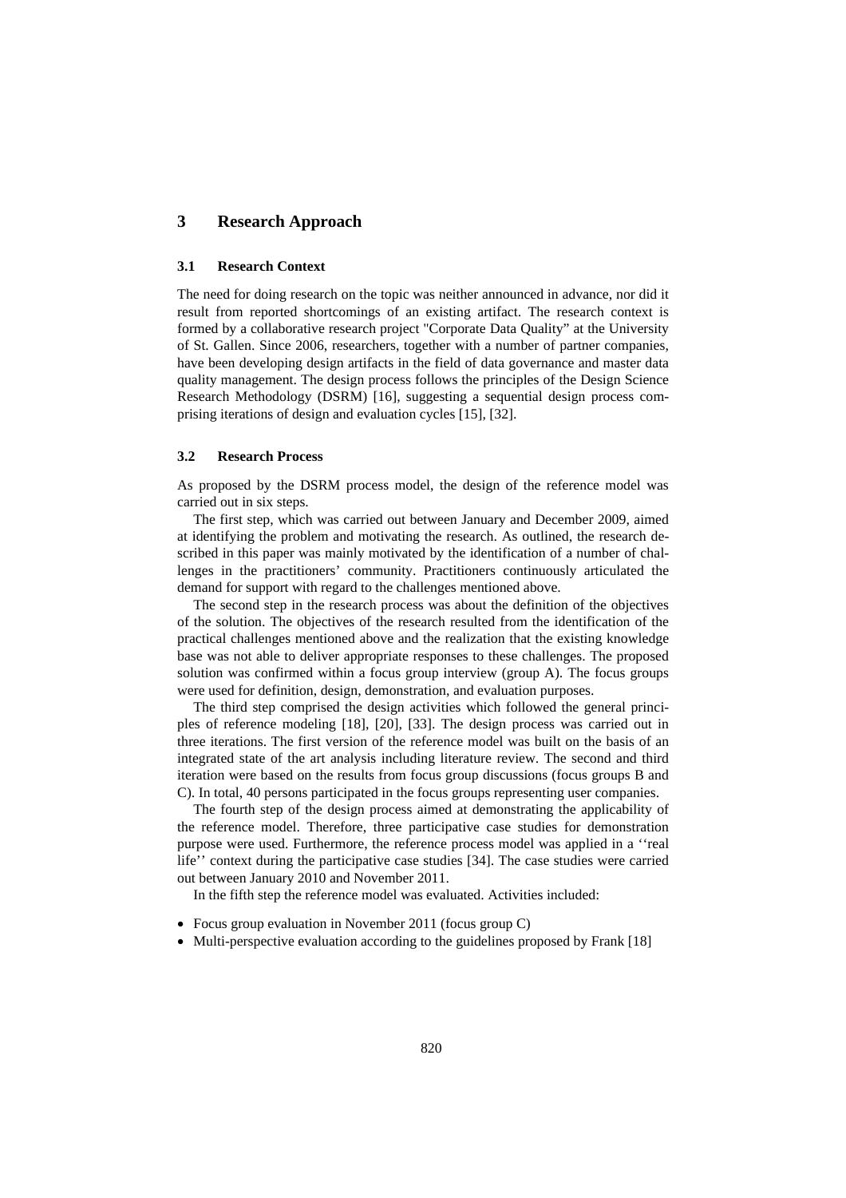## 3 Research Approach

### 3.1 Research Context

The need for doing research on the topic was neither announced in advance, nor did it result from reported shortcomings of an existing artifact. The research context is formed by a collaborative research project "Corporate Data Quality" at the University of St. Gallen. Since 2006, researchers, together with a number of partner companies, have been developing design artifacts in the field of data governance and master data quality management. The design process follows the principles of the Design Science Research Methodology (DSRM) [16], suggesting a sequential design process comprising iterations of design and evaluation cycles [15], [32].

### 3.2 Research Process

As proposed by the DSRM process model, the design of the reference model was carried out in six steps.

The first step, which was carried out between January and December 2009, aimed at identifying the problem and motivating the research. As outlined, the research described in this paper was mainly motivated by the identification of a number of challenges in the practitioners' community. Practitioners continuously articulated the demand for support with regard to the challenges mentioned above.

The second step in the research process was about the definition of the objectives of the solution. The objectives of the research resulted from the identification of the practical challenges mentioned above and the realization that the existing knowledge base was not able to deliver appropriate responses to these challenges. The proposed solution was confirmed within a focus group interview (group A). The focus groups were used for definition, design, demonstration, and evaluation purposes.

The third step comprised the design activities which followed the general principles of reference modeling [18], [20], [33]. The design process was carried out in three iterations. The first version of the reference model was built on the basis of an integrated state of the art analysis including literature review. The second and third iteration were based on the results from focus group discussions (focus groups B and C). In total, 40 persons participated in the focus groups representing user companies.

The fourth step of the design process aimed at demonstrating the applicability of the reference model. Therefore, three participative case studies for demonstration purpose were used. Furthermore, the reference process model was applied in a ''real life'' context during the participative case studies [34]. The case studies were carried out between January 2010 and November 2011.

In the fifth step the reference model was evaluated. Activities included:

- Focus group evaluation in November 2011 (focus group C)
- Multi-perspective evaluation according to the guidelines proposed by Frank [18]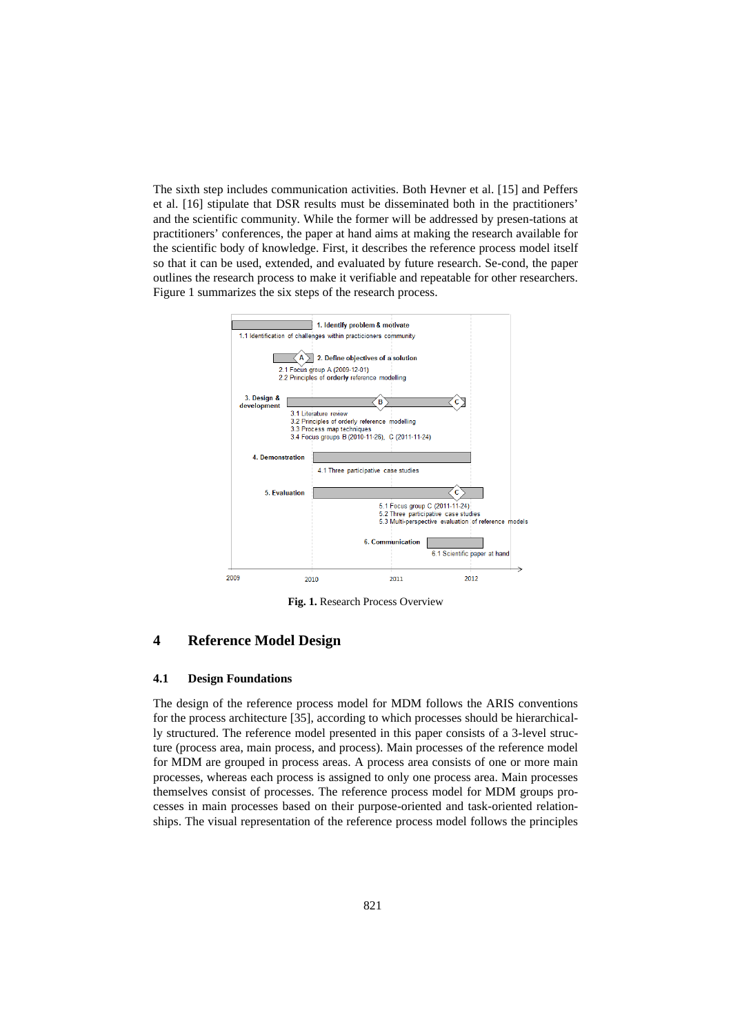The sixth step includes communication activities. Both Hevner et al. [15] and Peffers et al. [16] stipulate that DSR results must be disseminated both in the practitioners' and the scientific community. While the former will be addressed by presen-tations at practitioners' conferences, the paper at hand aims at making the research available for the scientific body of knowledge. First, it describes the reference process model itself so that it can be used, extended, and evaluated by future research. Se-cond, the paper outlines the research process to make it verifiable and repeatable for other researchers. Figure 1 summarizes the six steps of the research process.

1. Identify problem & motivate
   - 1.1 Identification of challenges within practicioners community
2. Define objectives of a solution
   - 2.1 Focus group A (2009-12-01)
   - 2.2 Principles of orderly reference modelling
3. Design & development
   - 3.1 Literature review
   - 3.2 Principles of orderly reference modelling
   - 3.3 Process map techniques
   - 3.4 Focus groups B (2010-11-26), C (2011-11-24)
4. Demonstration
   - 4.1 Three participative case studies
5. Evaluation
   - 5.1 Focus group C (2011-11-24)
   - 5.2 Three participative case studies
   - 5.3 Multi-perspective evaluation of reference models
6. Communication
   - 6.1 Scientific paper at hand

2009 2010 2011 2012

**Fig. 1.** Research Process Overview

# 4 Reference Model Design

## 4.1 Design Foundations

The design of the reference process model for MDM follows the ARIS conventions for the process architecture [35], according to which processes should be hierarchically structured. The reference model presented in this paper consists of a 3-level structure (process area, main process, and process). Main processes of the reference model for MDM are grouped in process areas. A process area consists of one or more main processes, whereas each process is assigned to only one process area. Main processes themselves consist of processes. The reference process model for MDM groups processes in main processes based on their purpose-oriented and task-oriented relationships. The visual representation of the reference process model follows the principles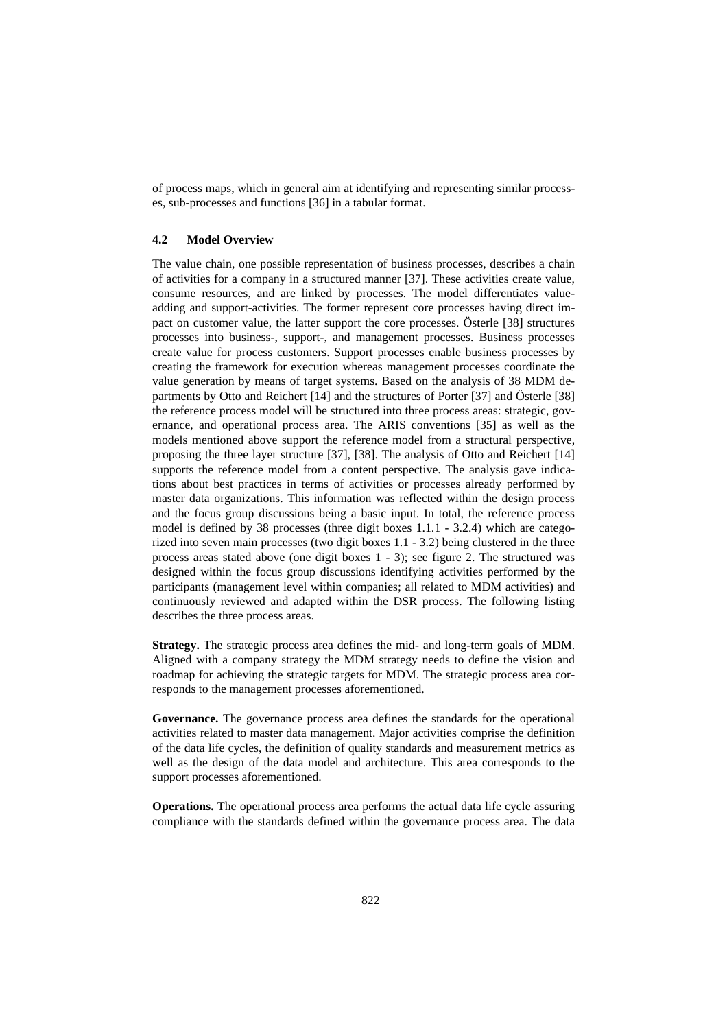of process maps, which in general aim at identifying and representing similar processes, sub-processes and functions [36] in a tabular format.

### 4.2 Model Overview

The value chain, one possible representation of business processes, describes a chain of activities for a company in a structured manner [37]. These activities create value, consume resources, and are linked by processes. The model differentiates value-adding and support-activities. The former represent core processes having direct impact on customer value, the latter support the core processes. Österle [38] structures processes into business-, support-, and management processes. Business processes create value for process customers. Support processes enable business processes by creating the framework for execution whereas management processes coordinate the value generation by means of target systems. Based on the analysis of 38 MDM departments by Otto and Reichert [14] and the structures of Porter [37] and Österle [38] the reference process model will be structured into three process areas: strategic, governance, and operational process area. The ARIS conventions [35] as well as the models mentioned above support the reference model from a structural perspective, proposing the three layer structure [37], [38]. The analysis of Otto and Reichert [14] supports the reference model from a content perspective. The analysis gave indications about best practices in terms of activities or processes already performed by master data organizations. This information was reflected within the design process and the focus group discussions being a basic input. In total, the reference process model is defined by 38 processes (three digit boxes 1.1.1 - 3.2.4) which are categorized into seven main processes (two digit boxes 1.1 - 3.2) being clustered in the three process areas stated above (one digit boxes 1 - 3); see figure 2. The structured was designed within the focus group discussions identifying activities performed by the participants (management level within companies; all related to MDM activities) and continuously reviewed and adapted within the DSR process. The following listing describes the three process areas.

**Strategy.** The strategic process area defines the mid- and long-term goals of MDM. Aligned with a company strategy the MDM strategy needs to define the vision and roadmap for achieving the strategic targets for MDM. The strategic process area corresponds to the management processes aforementioned.

**Governance.** The governance process area defines the standards for the operational activities related to master data management. Major activities comprise the definition of the data life cycles, the definition of quality standards and measurement metrics as well as the design of the data model and architecture. This area corresponds to the support processes aforementioned.

**Operations.** The operational process area performs the actual data life cycle assuring compliance with the standards defined within the governance process area. The data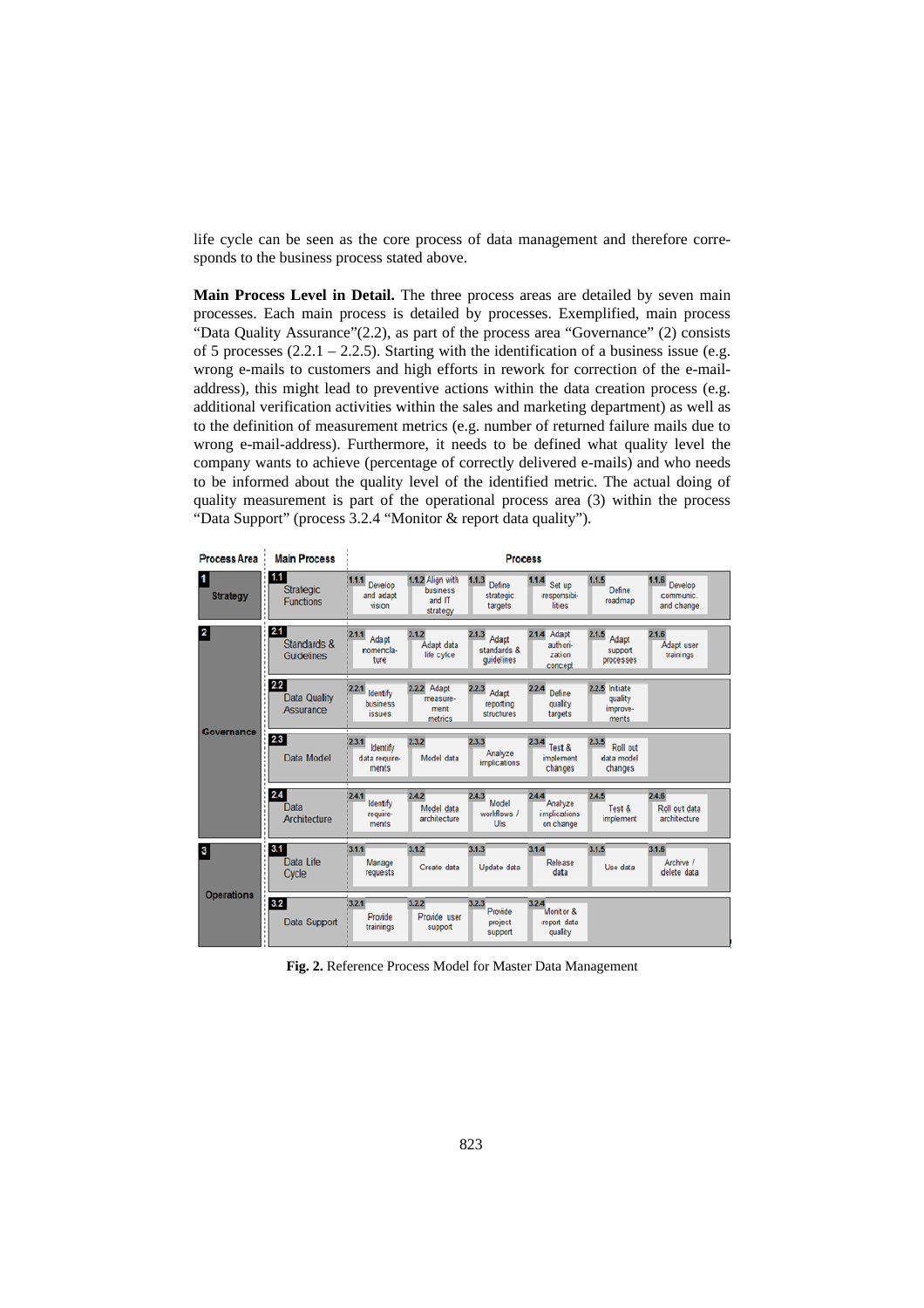life cycle can be seen as the core process of data management and therefore corresponds to the business process stated above.

**Main Process Level in Detail.** The three process areas are detailed by seven main processes. Each main process is detailed by processes. Exemplified, main process "Data Quality Assurance"(2.2), as part of the process area "Governance" (2) consists of 5 processes (2.2.1 – 2.2.5). Starting with the identification of a business issue (e.g. wrong e-mails to customers and high efforts in rework for correction of the e-mail-address), this might lead to preventive actions within the data creation process (e.g. additional verification activities within the sales and marketing department) as well as to the definition of measurement metrics (e.g. number of returned failure mails due to wrong e-mail-address). Furthermore, it needs to be defined what quality level the company wants to achieve (percentage of correctly delivered e-mails) and who needs to be informed about the quality level of the identified metric. The actual doing of quality measurement is part of the operational process area (3) within the process "Data Support" (process 3.2.4 "Monitor & report data quality").

| Process Area | Main Process | Process | | | | | |
|---|---|---|---|---|---|---|---|
| 1 Strategy | 1.1 Strategic Functions | 1.1.1 Develop and adapt vision | 1.1.2 Align with business and IT strategy | 1.1.3 Define strategic targets | 1.1.4 Set up responsibilities | 1.1.5 Define roadmap | 1.1.6 Develop communic. and change |
| 2 Governance | 2.1 Standards & Guidelines | 2.1.1 Adapt nomenclature | 2.1.2 Adapt data life cylce | 2.1.3 Adapt standards & guidelines | 2.1.4 Adapt authorization concept | 2.1.5 Adapt support processes | 2.1.6 Adapt user trainings |
| | 2.2 Data Quality Assurance | 2.2.1 Identify business issues | 2.2.2 Adapt measurement metrics | 2.2.3 Adapt reporting structures | 2.2.4 Define quality targets | 2.2.5 Initiate quality improvements | |
| | 2.3 Data Model | 2.3.1 Identify data requirements | 2.3.2 Model data | 2.3.3 Analyze implications | 2.3.4 Test & implement changes | 2.3.5 Roll out data model changes | |
| | 2.4 Data Architecture | 2.4.1 Identify requirements | 2.4.2 Model data architecture | 2.4.3 Model workflows / UIs | 2.4.4 Analyze implications on change | 2.4.5 Test & implement | 2.4.6 Roll out data architecture |
| 3 Operations | 3.1 Data Life Cycle | 3.1.1 Manage requests | 3.1.2 Create data | 3.1.3 Update data | 3.1.4 Release data | 3.1.5 Use data | 3.1.6 Archive / delete data |
| | 3.2 Data Support | 3.2.1 Provide trainings | 3.2.2 Provide user support | 3.2.3 Provide project support | 3.2.4 Monitor & report data quality | | |

**Fig. 2.** Reference Process Model for Master Data Management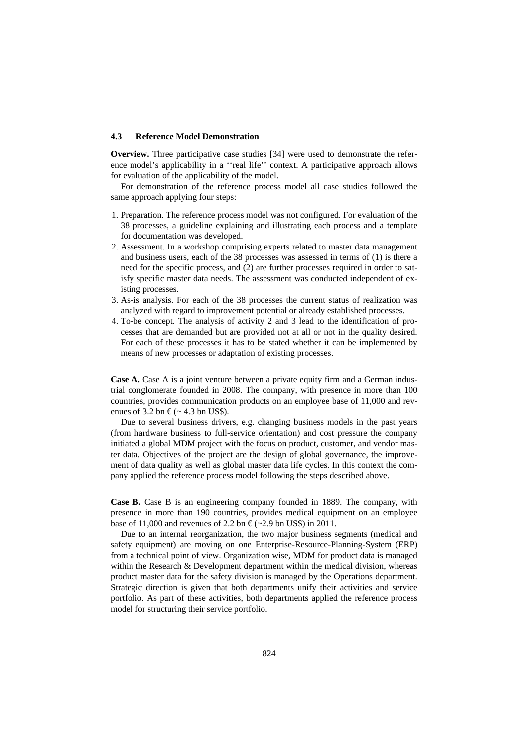### 4.3 Reference Model Demonstration

**Overview.** Three participative case studies [34] were used to demonstrate the reference model's applicability in a ''real life'' context. A participative approach allows for evaluation of the applicability of the model.

For demonstration of the reference process model all case studies followed the same approach applying four steps:

1. Preparation. The reference process model was not configured. For evaluation of the 38 processes, a guideline explaining and illustrating each process and a template for documentation was developed.
2. Assessment. In a workshop comprising experts related to master data management and business users, each of the 38 processes was assessed in terms of (1) is there a need for the specific process, and (2) are further processes required in order to satisfy specific master data needs. The assessment was conducted independent of existing processes.
3. As-is analysis. For each of the 38 processes the current status of realization was analyzed with regard to improvement potential or already established processes.
4. To-be concept. The analysis of activity 2 and 3 lead to the identification of processes that are demanded but are provided not at all or not in the quality desired. For each of these processes it has to be stated whether it can be implemented by means of new processes or adaptation of existing processes.

**Case A.** Case A is a joint venture between a private equity firm and a German industrial conglomerate founded in 2008. The company, with presence in more than 100 countries, provides communication products on an employee base of 11,000 and revenues of 3.2 bn € (~ 4.3 bn US$).

Due to several business drivers, e.g. changing business models in the past years (from hardware business to full-service orientation) and cost pressure the company initiated a global MDM project with the focus on product, customer, and vendor master data. Objectives of the project are the design of global governance, the improvement of data quality as well as global master data life cycles. In this context the company applied the reference process model following the steps described above.

**Case B.** Case B is an engineering company founded in 1889. The company, with presence in more than 190 countries, provides medical equipment on an employee base of 11,000 and revenues of 2.2 bn € (~2.9 bn US$) in 2011.

Due to an internal reorganization, the two major business segments (medical and safety equipment) are moving on one Enterprise-Resource-Planning-System (ERP) from a technical point of view. Organization wise, MDM for product data is managed within the Research & Development department within the medical division, whereas product master data for the safety division is managed by the Operations department. Strategic direction is given that both departments unify their activities and service portfolio. As part of these activities, both departments applied the reference process model for structuring their service portfolio.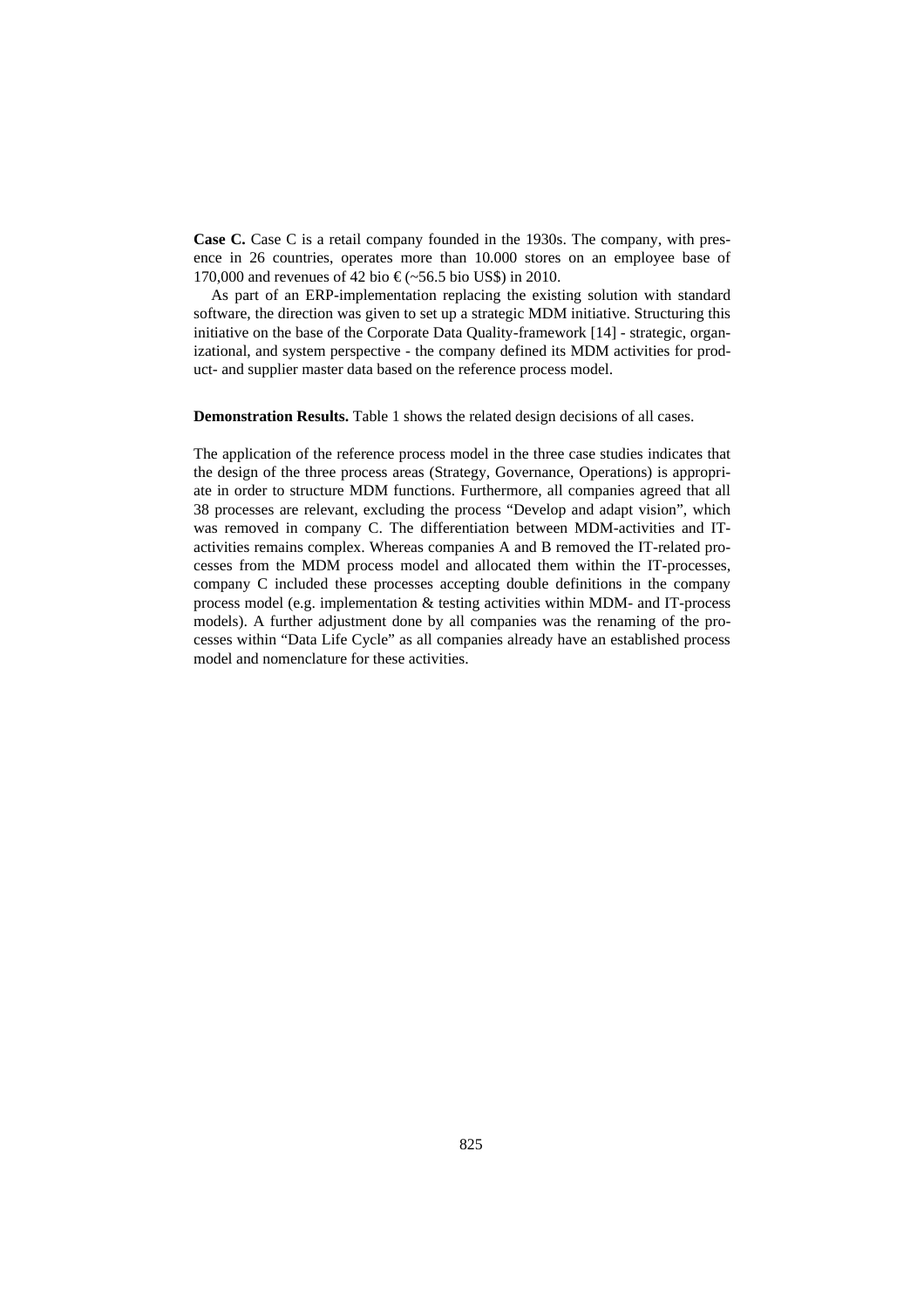**Case C.** Case C is a retail company founded in the 1930s. The company, with presence in 26 countries, operates more than 10.000 stores on an employee base of 170,000 and revenues of 42 bio € (~56.5 bio US$) in 2010.

As part of an ERP-implementation replacing the existing solution with standard software, the direction was given to set up a strategic MDM initiative. Structuring this initiative on the base of the Corporate Data Quality-framework [14] - strategic, organizational, and system perspective - the company defined its MDM activities for product- and supplier master data based on the reference process model.

**Demonstration Results.** Table 1 shows the related design decisions of all cases.

The application of the reference process model in the three case studies indicates that the design of the three process areas (Strategy, Governance, Operations) is appropriate in order to structure MDM functions. Furthermore, all companies agreed that all 38 processes are relevant, excluding the process "Develop and adapt vision", which was removed in company C. The differentiation between MDM-activities and IT-activities remains complex. Whereas companies A and B removed the IT-related processes from the MDM process model and allocated them within the IT-processes, company C included these processes accepting double definitions in the company process model (e.g. implementation & testing activities within MDM- and IT-process models). A further adjustment done by all companies was the renaming of the processes within "Data Life Cycle" as all companies already have an established process model and nomenclature for these activities.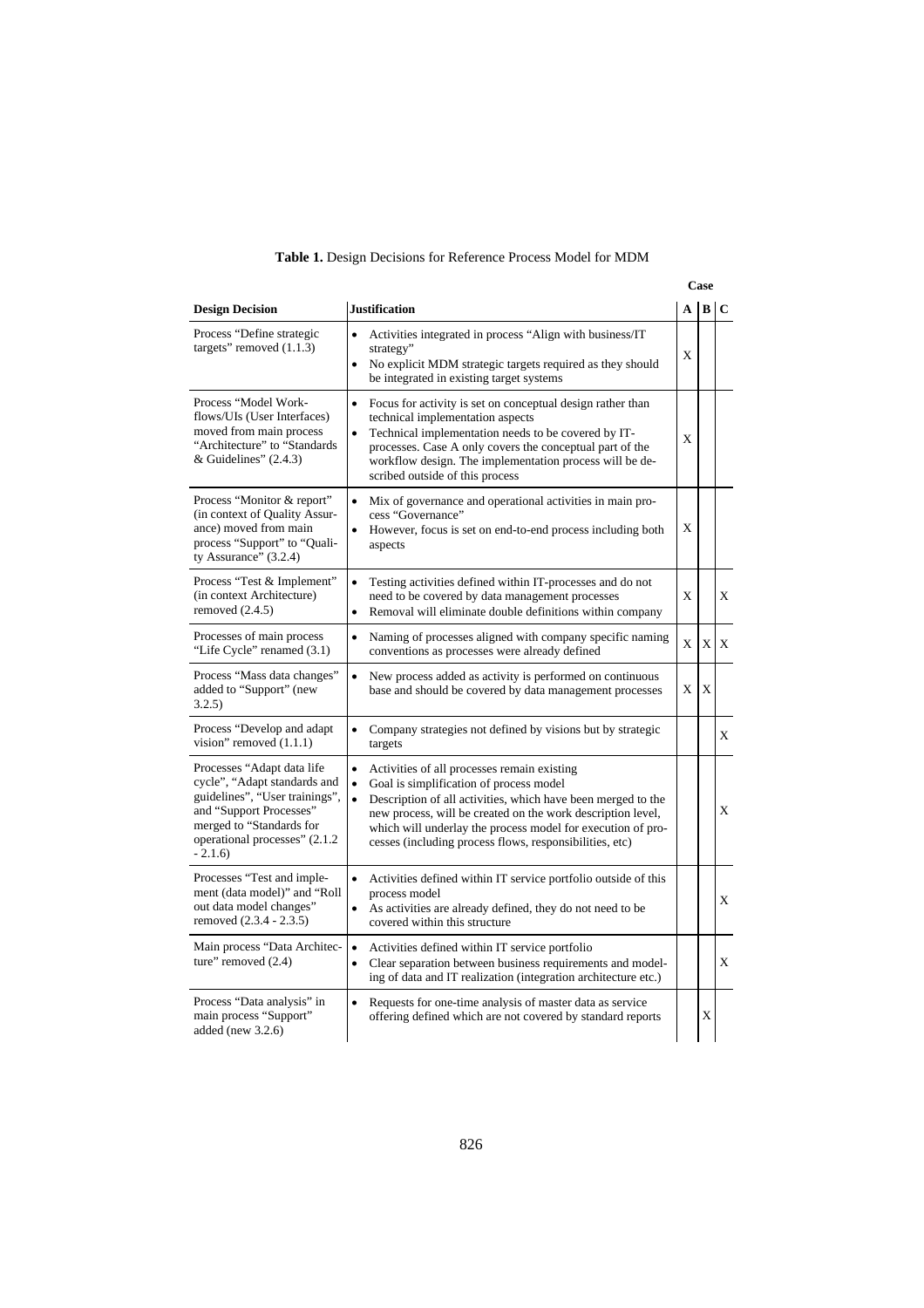**Table 1.** Design Decisions for Reference Process Model for MDM

| Design Decision | Justification | Case A | Case B | Case C |
|---|---|---|---|---|
| Process "Define strategic targets" removed (1.1.3) | • Activities integrated in process "Align with business/IT strategy"<br>• No explicit MDM strategic targets required as they should be integrated in existing target systems | X | | |
| Process "Model Work-flows/UIs (User Interfaces) moved from main process "Architecture" to "Standards & Guidelines" (2.4.3) | • Focus for activity is set on conceptual design rather than technical implementation aspects<br>• Technical implementation needs to be covered by IT-processes. Case A only covers the conceptual part of the workflow design. The implementation process will be described outside of this process | X | | |
| Process "Monitor & report" (in context of Quality Assurance) moved from main process "Support" to "Quality Assurance" (3.2.4) | • Mix of governance and operational activities in main process "Governance"<br>• However, focus is set on end-to-end process including both aspects | X | | |
| Process "Test & Implement" (in context Architecture) removed (2.4.5) | • Testing activities defined within IT-processes and do not need to be covered by data management processes<br>• Removal will eliminate double definitions within company | X | | X |
| Processes of main process "Life Cycle" renamed (3.1) | • Naming of processes aligned with company specific naming conventions as processes were already defined | X | X | X |
| Process "Mass data changes" added to "Support" (new 3.2.5) | • New process added as activity is performed on continuous base and should be covered by data management processes | X | X | |
| Process "Develop and adapt vision" removed (1.1.1) | • Company strategies not defined by visions but by strategic targets | | | X |
| Processes "Adapt data life cycle", "Adapt standards and guidelines", "User trainings", and "Support Processes" merged to "Standards for operational processes" (2.1.2 - 2.1.6) | • Activities of all processes remain existing<br>• Goal is simplification of process model<br>• Description of all activities, which have been merged to the new process, will be created on the work description level, which will underlay the process model for execution of processes (including process flows, responsibilities, etc) | | | X |
| Processes "Test and implement (data model)" and "Roll out data model changes" removed (2.3.4 - 2.3.5) | • Activities defined within IT service portfolio outside of this process model<br>• As activities are already defined, they do not need to be covered within this structure | | | X |
| Main process "Data Architecture" removed (2.4) | • Activities defined within IT service portfolio<br>• Clear separation between business requirements and modeling of data and IT realization (integration architecture etc.) | | | X |
| Process "Data analysis" in main process "Support" added (new 3.2.6) | • Requests for one-time analysis of master data as service offering defined which are not covered by standard reports | | X | |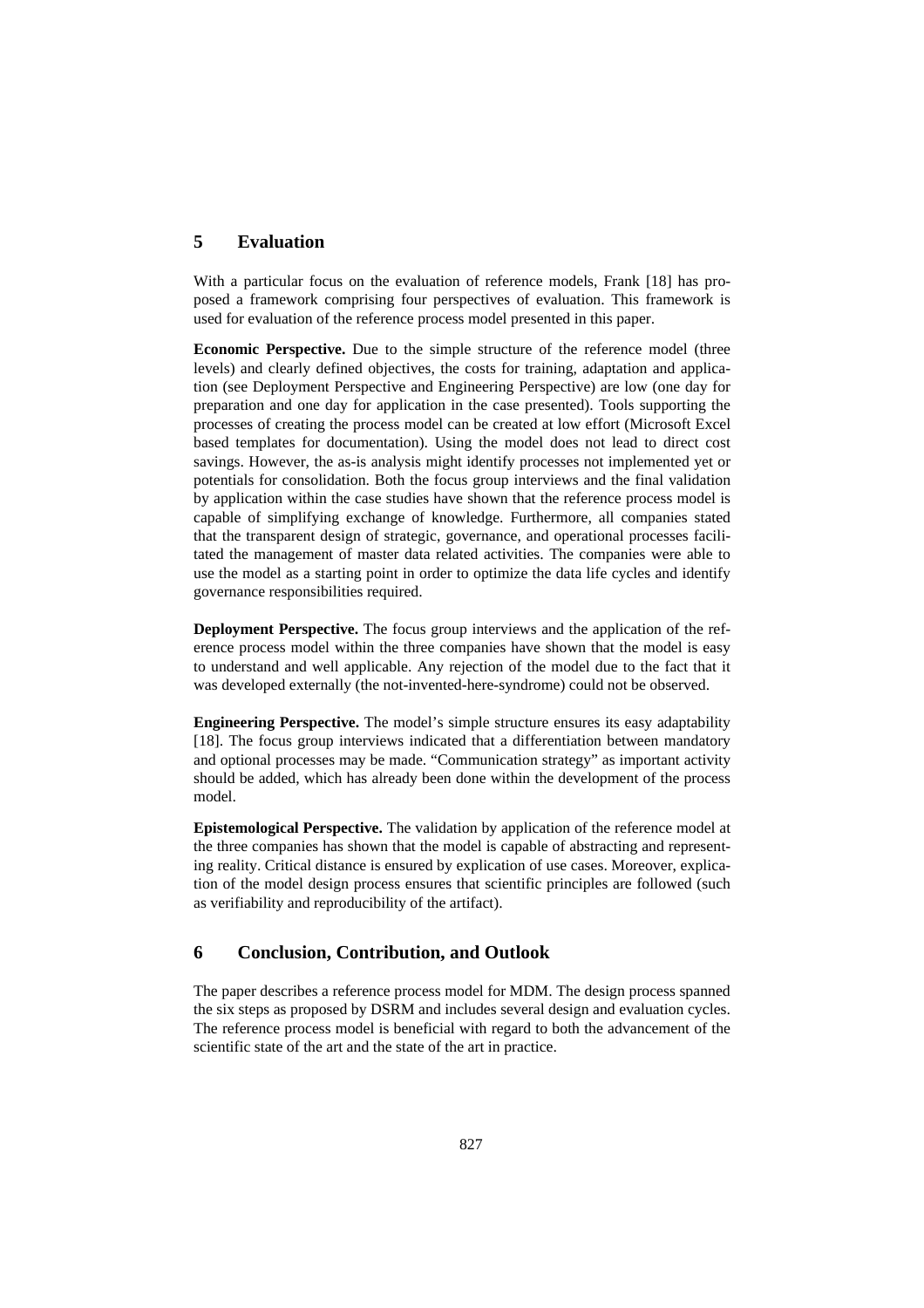## 5 Evaluation

With a particular focus on the evaluation of reference models, Frank [18] has proposed a framework comprising four perspectives of evaluation. This framework is used for evaluation of the reference process model presented in this paper.

**Economic Perspective.** Due to the simple structure of the reference model (three levels) and clearly defined objectives, the costs for training, adaptation and application (see Deployment Perspective and Engineering Perspective) are low (one day for preparation and one day for application in the case presented). Tools supporting the processes of creating the process model can be created at low effort (Microsoft Excel based templates for documentation). Using the model does not lead to direct cost savings. However, the as-is analysis might identify processes not implemented yet or potentials for consolidation. Both the focus group interviews and the final validation by application within the case studies have shown that the reference process model is capable of simplifying exchange of knowledge. Furthermore, all companies stated that the transparent design of strategic, governance, and operational processes facilitated the management of master data related activities. The companies were able to use the model as a starting point in order to optimize the data life cycles and identify governance responsibilities required.

**Deployment Perspective.** The focus group interviews and the application of the reference process model within the three companies have shown that the model is easy to understand and well applicable. Any rejection of the model due to the fact that it was developed externally (the not-invented-here-syndrome) could not be observed.

**Engineering Perspective.** The model's simple structure ensures its easy adaptability [18]. The focus group interviews indicated that a differentiation between mandatory and optional processes may be made. "Communication strategy" as important activity should be added, which has already been done within the development of the process model.

**Epistemological Perspective.** The validation by application of the reference model at the three companies has shown that the model is capable of abstracting and representing reality. Critical distance is ensured by explication of use cases. Moreover, explication of the model design process ensures that scientific principles are followed (such as verifiability and reproducibility of the artifact).

## 6 Conclusion, Contribution, and Outlook

The paper describes a reference process model for MDM. The design process spanned the six steps as proposed by DSRM and includes several design and evaluation cycles. The reference process model is beneficial with regard to both the advancement of the scientific state of the art and the state of the art in practice.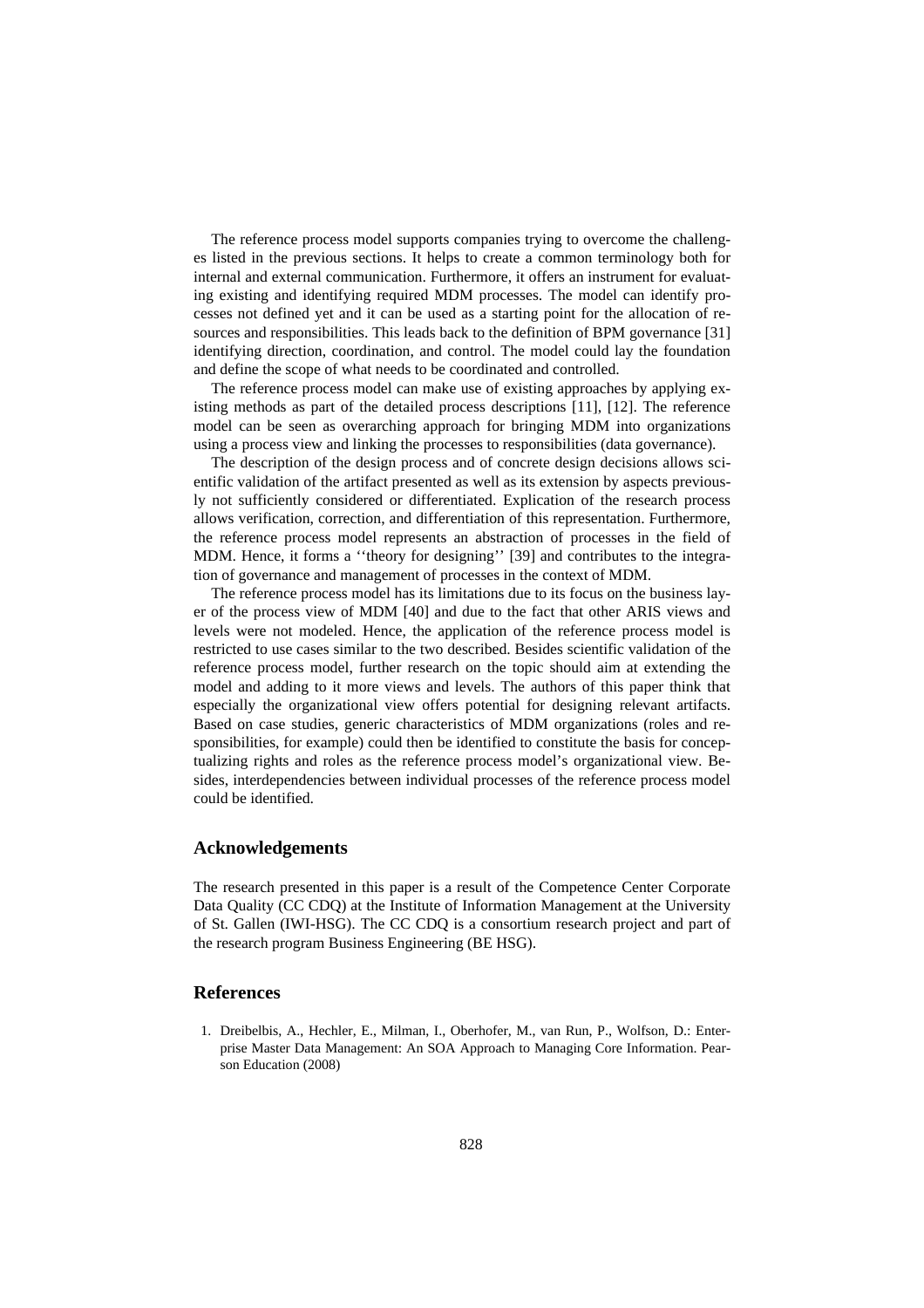The reference process model supports companies trying to overcome the challenges listed in the previous sections. It helps to create a common terminology both for internal and external communication. Furthermore, it offers an instrument for evaluating existing and identifying required MDM processes. The model can identify processes not defined yet and it can be used as a starting point for the allocation of resources and responsibilities. This leads back to the definition of BPM governance [31] identifying direction, coordination, and control. The model could lay the foundation and define the scope of what needs to be coordinated and controlled.

The reference process model can make use of existing approaches by applying existing methods as part of the detailed process descriptions [11], [12]. The reference model can be seen as overarching approach for bringing MDM into organizations using a process view and linking the processes to responsibilities (data governance).

The description of the design process and of concrete design decisions allows scientific validation of the artifact presented as well as its extension by aspects previously not sufficiently considered or differentiated. Explication of the research process allows verification, correction, and differentiation of this representation. Furthermore, the reference process model represents an abstraction of processes in the field of MDM. Hence, it forms a ''theory for designing'' [39] and contributes to the integration of governance and management of processes in the context of MDM.

The reference process model has its limitations due to its focus on the business layer of the process view of MDM [40] and due to the fact that other ARIS views and levels were not modeled. Hence, the application of the reference process model is restricted to use cases similar to the two described. Besides scientific validation of the reference process model, further research on the topic should aim at extending the model and adding to it more views and levels. The authors of this paper think that especially the organizational view offers potential for designing relevant artifacts. Based on case studies, generic characteristics of MDM organizations (roles and responsibilities, for example) could then be identified to constitute the basis for conceptualizing rights and roles as the reference process model's organizational view. Besides, interdependencies between individual processes of the reference process model could be identified.

## Acknowledgements

The research presented in this paper is a result of the Competence Center Corporate Data Quality (CC CDQ) at the Institute of Information Management at the University of St. Gallen (IWI-HSG). The CC CDQ is a consortium research project and part of the research program Business Engineering (BE HSG).

## References

1. Dreibelbis, A., Hechler, E., Milman, I., Oberhofer, M., van Run, P., Wolfson, D.: Enterprise Master Data Management: An SOA Approach to Managing Core Information. Pearson Education (2008)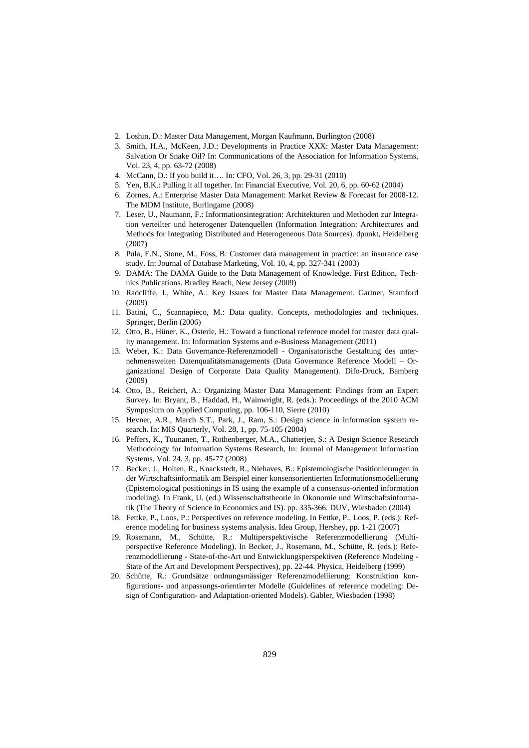2. Loshin, D.: Master Data Management, Morgan Kaufmann, Burlington (2008)
3. Smith, H.A., McKeen, J.D.: Developments in Practice XXX: Master Data Management: Salvation Or Snake Oil? In: Communications of the Association for Information Systems, Vol. 23, 4, pp. 63-72 (2008)
4. McCann, D.: If you build it…. In: CFO, Vol. 26, 3, pp. 29-31 (2010)
5. Yen, B.K.: Pulling it all together. In: Financial Executive, Vol. 20, 6, pp. 60-62 (2004)
6. Zornes, A.: Enterprise Master Data Management: Market Review & Forecast for 2008-12. The MDM Institute, Burlingame (2008)
7. Leser, U., Naumann, F.: Informationsintegration: Architekturen und Methoden zur Integration verteilter und heterogener Datenquellen (Information Integration: Architectures and Methods for Integrating Distributed and Heterogeneous Data Sources). dpunkt, Heidelberg (2007)
8. Pula, E.N., Stone, M., Foss, B: Customer data management in practice: an insurance case study. In: Journal of Database Marketing, Vol. 10, 4, pp. 327-341 (2003)
9. DAMA: The DAMA Guide to the Data Management of Knowledge. First Edition, Technics Publications. Bradley Beach, New Jersey (2009)
10. Radcliffe, J., White, A.: Key Issues for Master Data Management. Gartner, Stamford (2009)
11. Batini, C., Scannapieco, M.: Data quality. Concepts, methodologies and techniques. Springer, Berlin (2006)
12. Otto, B., Hüner, K., Österle, H.: Toward a functional reference model for master data quality management. In: Information Systems and e-Business Management (2011)
13. Weber, K.: Data Governance-Referenzmodell - Organisatorische Gestaltung des unternehmensweiten Datenqualitätsmanagements (Data Governance Reference Modell – Organizational Design of Corporate Data Quality Management). Difo-Druck, Bamberg (2009)
14. Otto, B., Reichert, A.: Organizing Master Data Management: Findings from an Expert Survey. In: Bryant, B., Haddad, H., Wainwright, R. (eds.): Proceedings of the 2010 ACM Symposium on Applied Computing, pp. 106-110, Sierre (2010)
15. Hevner, A.R., March S.T., Park, J., Ram, S.: Design science in information system research. In: MIS Quarterly, Vol. 28, 1, pp. 75-105 (2004)
16. Peffers, K., Tuunanen, T., Rothenberger, M.A., Chatterjee, S.: A Design Science Research Methodology for Information Systems Research, In: Journal of Management Information Systems, Vol. 24, 3, pp. 45-77 (2008)
17. Becker, J., Holten, R., Knackstedt, R., Niehaves, B.: Epistemologische Positionierungen in der Wirtschaftsinformatik am Beispiel einer konsensorientierten Informationsmodellierung (Epistemological positionings in IS using the example of a consensus-oriented information modeling). In Frank, U. (ed.) Wissenschaftstheorie in Ökonomie und Wirtschaftsinformatik (The Theory of Science in Economics and IS). pp. 335-366. DUV, Wiesbaden (2004)
18. Fettke, P., Loos, P.: Perspectives on reference modeling. In Fettke, P., Loos, P. (eds.): Reference modeling for business systems analysis. Idea Group, Hershey, pp. 1-21 (2007)
19. Rosemann, M., Schütte, R.: Multiperspektivische Referenzmodellierung (Multiperspective Reference Modeling). In Becker, J., Rosemann, M., Schütte, R. (eds.): Referenzmodellierung - State-of-the-Art und Entwicklungsperspektiven (Reference Modeling - State of the Art and Development Perspectives), pp. 22-44. Physica, Heidelberg (1999)
20. Schütte, R.: Grundsätze ordnungsmässiger Referenzmodellierung: Konstruktion konfigurations- und anpassungs-orientierter Modelle (Guidelines of reference modeling: Design of Configuration- and Adaptation-oriented Models). Gabler, Wiesbaden (1998)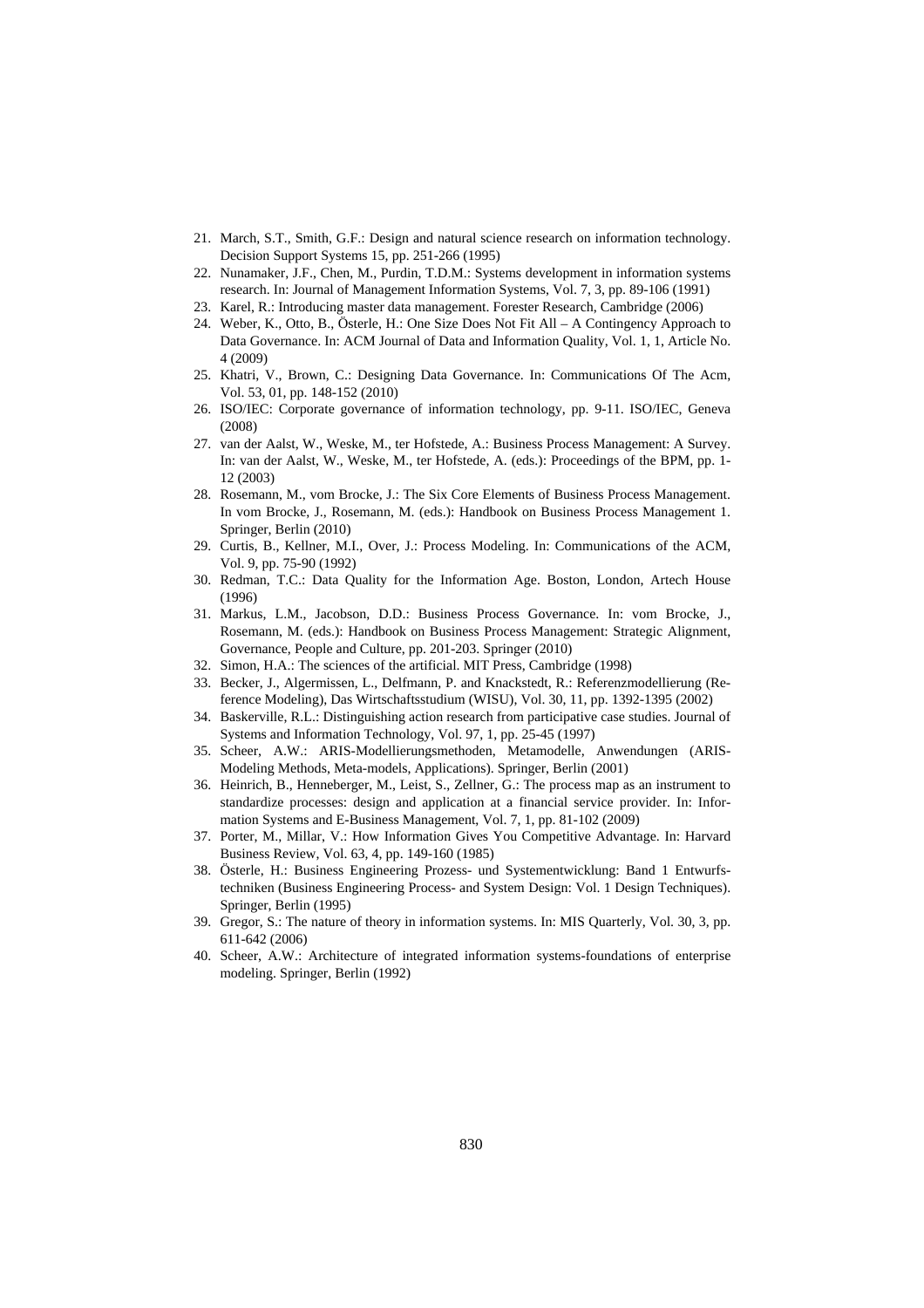21. March, S.T., Smith, G.F.: Design and natural science research on information technology. Decision Support Systems 15, pp. 251-266 (1995)
22. Nunamaker, J.F., Chen, M., Purdin, T.D.M.: Systems development in information systems research. In: Journal of Management Information Systems, Vol. 7, 3, pp. 89-106 (1991)
23. Karel, R.: Introducing master data management. Forester Research, Cambridge (2006)
24. Weber, K., Otto, B., Österle, H.: One Size Does Not Fit All – A Contingency Approach to Data Governance. In: ACM Journal of Data and Information Quality, Vol. 1, 1, Article No. 4 (2009)
25. Khatri, V., Brown, C.: Designing Data Governance. In: Communications Of The Acm, Vol. 53, 01, pp. 148-152 (2010)
26. ISO/IEC: Corporate governance of information technology, pp. 9-11. ISO/IEC, Geneva (2008)
27. van der Aalst, W., Weske, M., ter Hofstede, A.: Business Process Management: A Survey. In: van der Aalst, W., Weske, M., ter Hofstede, A. (eds.): Proceedings of the BPM, pp. 1-12 (2003)
28. Rosemann, M., vom Brocke, J.: The Six Core Elements of Business Process Management. In vom Brocke, J., Rosemann, M. (eds.): Handbook on Business Process Management 1. Springer, Berlin (2010)
29. Curtis, B., Kellner, M.I., Over, J.: Process Modeling. In: Communications of the ACM, Vol. 9, pp. 75-90 (1992)
30. Redman, T.C.: Data Quality for the Information Age. Boston, London, Artech House (1996)
31. Markus, L.M., Jacobson, D.D.: Business Process Governance. In: vom Brocke, J., Rosemann, M. (eds.): Handbook on Business Process Management: Strategic Alignment, Governance, People and Culture, pp. 201-203. Springer (2010)
32. Simon, H.A.: The sciences of the artificial. MIT Press, Cambridge (1998)
33. Becker, J., Algermissen, L., Delfmann, P. and Knackstedt, R.: Referenzmodellierung (Reference Modeling), Das Wirtschaftsstudium (WISU), Vol. 30, 11, pp. 1392-1395 (2002)
34. Baskerville, R.L.: Distinguishing action research from participative case studies. Journal of Systems and Information Technology, Vol. 97, 1, pp. 25-45 (1997)
35. Scheer, A.W.: ARIS-Modellierungsmethoden, Metamodelle, Anwendungen (ARIS-Modeling Methods, Meta-models, Applications). Springer, Berlin (2001)
36. Heinrich, B., Henneberger, M., Leist, S., Zellner, G.: The process map as an instrument to standardize processes: design and application at a financial service provider. In: Information Systems and E-Business Management, Vol. 7, 1, pp. 81-102 (2009)
37. Porter, M., Millar, V.: How Information Gives You Competitive Advantage. In: Harvard Business Review, Vol. 63, 4, pp. 149-160 (1985)
38. Österle, H.: Business Engineering Prozess- und Systementwicklung: Band 1 Entwurfstechniken (Business Engineering Process- and System Design: Vol. 1 Design Techniques). Springer, Berlin (1995)
39. Gregor, S.: The nature of theory in information systems. In: MIS Quarterly, Vol. 30, 3, pp. 611-642 (2006)
40. Scheer, A.W.: Architecture of integrated information systems-foundations of enterprise modeling. Springer, Berlin (1992)